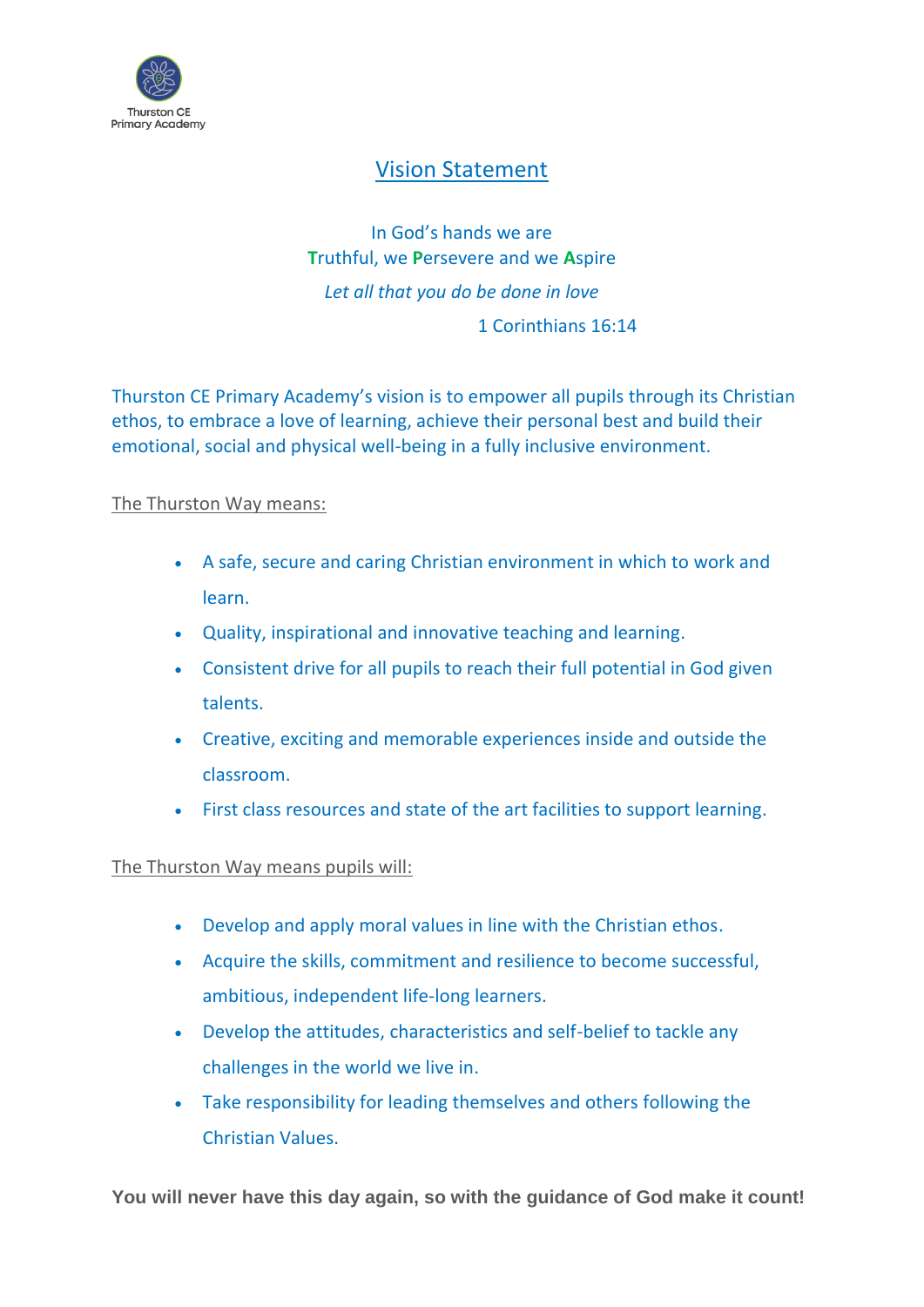Thurston CE Primary Academy

# Vision Statement

In God's hands we are
**T**ruthful, we **P**ersevere and we **A**spire
*Let all that you do be done in love*
1 Corinthians 16:14

Thurston CE Primary Academy's vision is to empower all pupils through its Christian ethos, to embrace a love of learning, achieve their personal best and build their emotional, social and physical well-being in a fully inclusive environment.

The Thurston Way means:

- A safe, secure and caring Christian environment in which to work and learn.
- Quality, inspirational and innovative teaching and learning.
- Consistent drive for all pupils to reach their full potential in God given talents.
- Creative, exciting and memorable experiences inside and outside the classroom.
- First class resources and state of the art facilities to support learning.

The Thurston Way means pupils will:

- Develop and apply moral values in line with the Christian ethos.
- Acquire the skills, commitment and resilience to become successful, ambitious, independent life-long learners.
- Develop the attitudes, characteristics and self-belief to tackle any challenges in the world we live in.
- Take responsibility for leading themselves and others following the Christian Values.

**You will never have this day again, so with the guidance of God make it count!**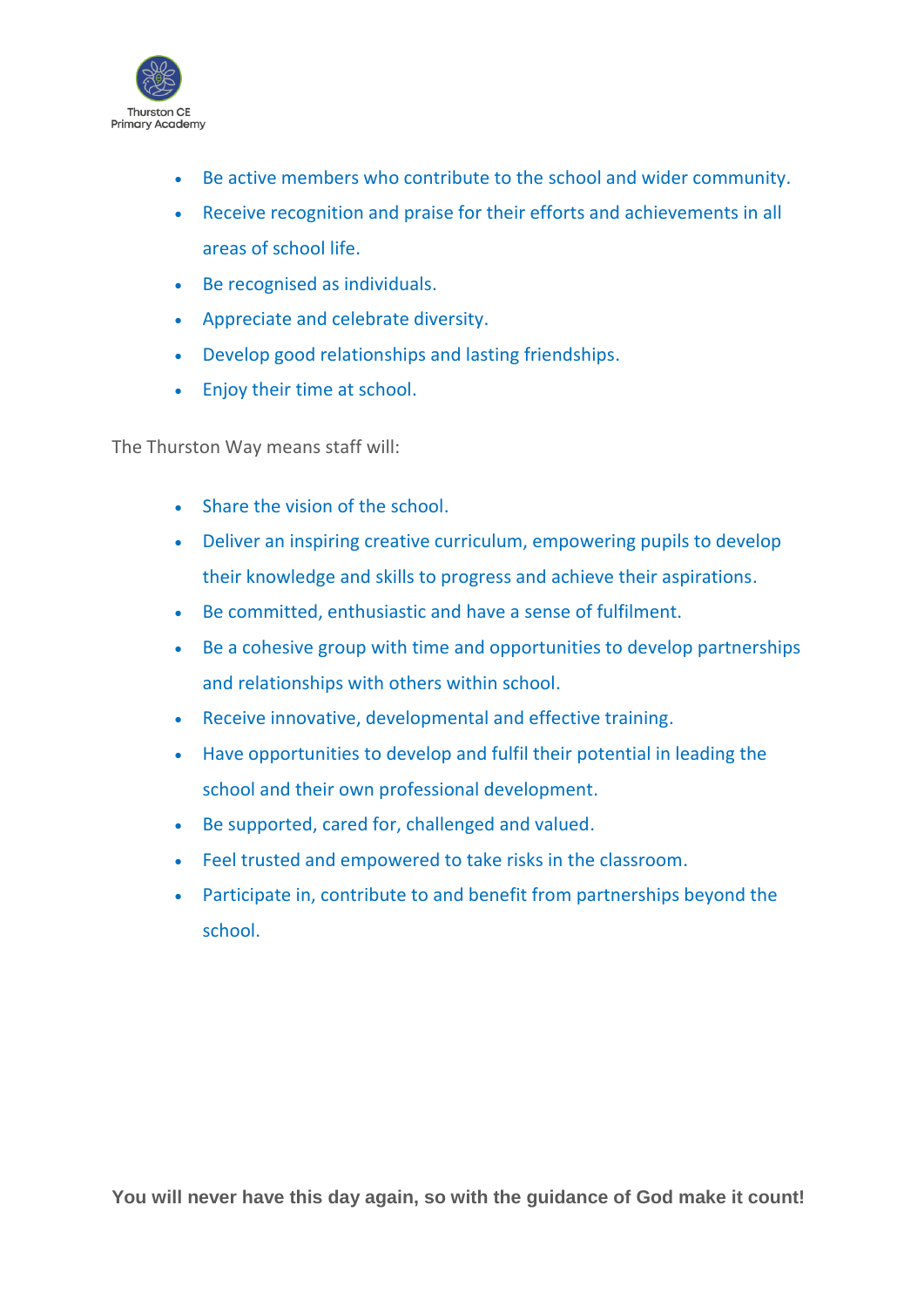- Be active members who contribute to the school and wider community.
- Receive recognition and praise for their efforts and achievements in all areas of school life.
- Be recognised as individuals.
- Appreciate and celebrate diversity.
- Develop good relationships and lasting friendships.
- Enjoy their time at school.

The Thurston Way means staff will:

- Share the vision of the school.
- Deliver an inspiring creative curriculum, empowering pupils to develop their knowledge and skills to progress and achieve their aspirations.
- Be committed, enthusiastic and have a sense of fulfilment.
- Be a cohesive group with time and opportunities to develop partnerships and relationships with others within school.
- Receive innovative, developmental and effective training.
- Have opportunities to develop and fulfil their potential in leading the school and their own professional development.
- Be supported, cared for, challenged and valued.
- Feel trusted and empowered to take risks in the classroom.
- Participate in, contribute to and benefit from partnerships beyond the school.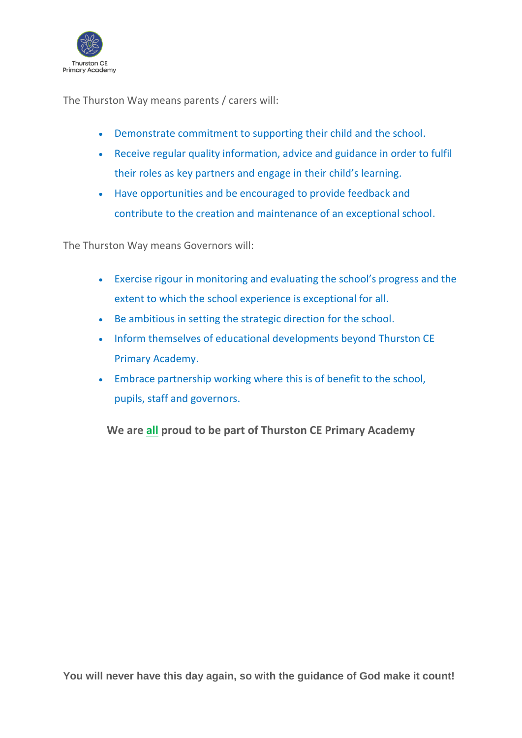Thurston CE Primary Academy

The Thurston Way means parents / carers will:

- Demonstrate commitment to supporting their child and the school.
- Receive regular quality information, advice and guidance in order to fulfil their roles as key partners and engage in their child's learning.
- Have opportunities and be encouraged to provide feedback and contribute to the creation and maintenance of an exceptional school.

The Thurston Way means Governors will:

- Exercise rigour in monitoring and evaluating the school's progress and the extent to which the school experience is exceptional for all.
- Be ambitious in setting the strategic direction for the school.
- Inform themselves of educational developments beyond Thurston CE Primary Academy.
- Embrace partnership working where this is of benefit to the school, pupils, staff and governors.

**We are all proud to be part of Thurston CE Primary Academy**

**You will never have this day again, so with the guidance of God make it count!**